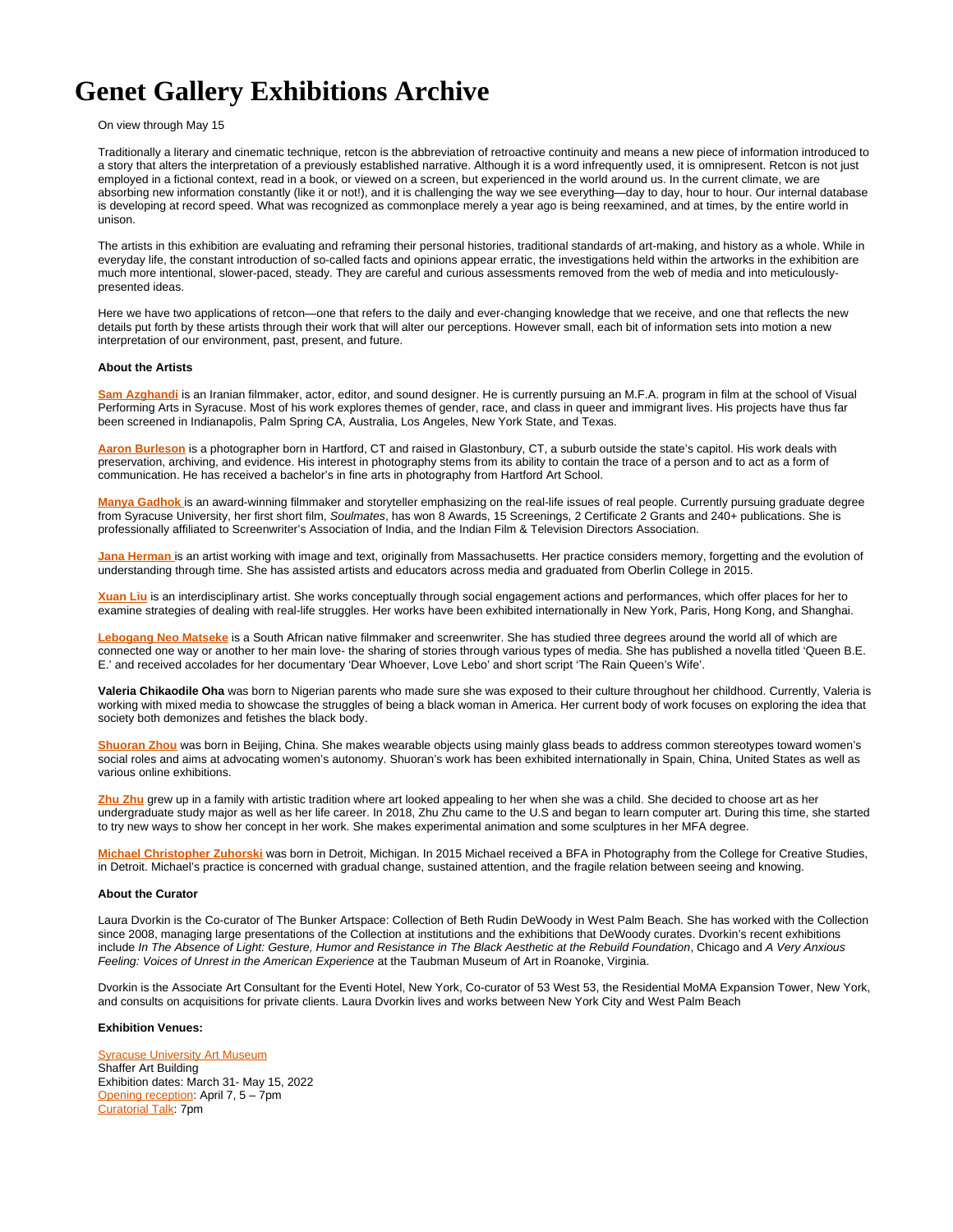# Genet Gallery Exhibitions Archive

On view through May 15

Traditionally a literary and cinematic technique, retcon is the abbreviation of retroactive continuity and means a new piece of information introduced to a story that alters the interpretation of a previously established narrative. Although it is a word infrequently used, it is omnipresent. Retcon is not just employed in a fictional context, read in a book, or viewed on a screen, but experienced in the world around us. In the current climate, we are absorbing new information constantly (like it or not!), and it is challenging the way we see everything—day to day, hour to hour. Our internal database is developing at record speed. What was recognized as commonplace merely a year ago is being reexamined, and at times, by the entire world in unison.

The artists in this exhibition are evaluating and reframing their personal histories, traditional standards of art-making, and history as a whole. While in everyday life, the constant introduction of so-called facts and opinions appear erratic, the investigations held within the artworks in the exhibition are much more intentional, slower-paced, steady. They are careful and curious assessments removed from the web of media and into meticulously-presented ideas.

Here we have two applications of retcon—one that refers to the daily and ever-changing knowledge that we receive, and one that reflects the new details put forth by these artists through their work that will alter our perceptions. However small, each bit of information sets into motion a new interpretation of our environment, past, present, and future.

**About the Artists**

**Sam Azghandi** is an Iranian filmmaker, actor, editor, and sound designer. He is currently pursuing an M.F.A. program in film at the school of Visual Performing Arts in Syracuse. Most of his work explores themes of gender, race, and class in queer and immigrant lives. His projects have thus far been screened in Indianapolis, Palm Spring CA, Australia, Los Angeles, New York State, and Texas.

**Aaron Burleson** is a photographer born in Hartford, CT and raised in Glastonbury, CT, a suburb outside the state's capitol. His work deals with preservation, archiving, and evidence. His interest in photography stems from its ability to contain the trace of a person and to act as a form of communication. He has received a bachelor's in fine arts in photography from Hartford Art School.

**Manya Gadhok** is an award-winning filmmaker and storyteller emphasizing on the real-life issues of real people. Currently pursuing graduate degree from Syracuse University, her first short film, *Soulmates*, has won 8 Awards, 15 Screenings, 2 Certificate 2 Grants and 240+ publications. She is professionally affiliated to Screenwriter's Association of India, and the Indian Film & Television Directors Association.

**Jana Herman** is an artist working with image and text, originally from Massachusetts. Her practice considers memory, forgetting and the evolution of understanding through time. She has assisted artists and educators across media and graduated from Oberlin College in 2015.

**Xuan Liu** is an interdisciplinary artist. She works conceptually through social engagement actions and performances, which offer places for her to examine strategies of dealing with real-life struggles. Her works have been exhibited internationally in New York, Paris, Hong Kong, and Shanghai.

**Lebogang Neo Matseke** is a South African native filmmaker and screenwriter. She has studied three degrees around the world all of which are connected one way or another to her main love- the sharing of stories through various types of media. She has published a novella titled 'Queen B.E. E.' and received accolades for her documentary 'Dear Whoever, Love Lebo' and short script 'The Rain Queen's Wife'.

**Valeria Chikaodile Oha** was born to Nigerian parents who made sure she was exposed to their culture throughout her childhood. Currently, Valeria is working with mixed media to showcase the struggles of being a black woman in America. Her current body of work focuses on exploring the idea that society both demonizes and fetishes the black body.

**Shuoran Zhou** was born in Beijing, China. She makes wearable objects using mainly glass beads to address common stereotypes toward women's social roles and aims at advocating women's autonomy. Shuoran's work has been exhibited internationally in Spain, China, United States as well as various online exhibitions.

**Zhu Zhu** grew up in a family with artistic tradition where art looked appealing to her when she was a child. She decided to choose art as her undergraduate study major as well as her life career. In 2018, Zhu Zhu came to the U.S and began to learn computer art. During this time, she started to try new ways to show her concept in her work. She makes experimental animation and some sculptures in her MFA degree.

**Michael Christopher Zuhorski** was born in Detroit, Michigan. In 2015 Michael received a BFA in Photography from the College for Creative Studies, in Detroit. Michael's practice is concerned with gradual change, sustained attention, and the fragile relation between seeing and knowing.

**About the Curator**

Laura Dvorkin is the Co-curator of The Bunker Artspace: Collection of Beth Rudin DeWoody in West Palm Beach. She has worked with the Collection since 2008, managing large presentations of the Collection at institutions and the exhibitions that DeWoody curates. Dvorkin's recent exhibitions include *In The Absence of Light: Gesture, Humor and Resistance in The Black Aesthetic at the Rebuild Foundation*, Chicago and *A Very Anxious Feeling: Voices of Unrest in the American Experience* at the Taubman Museum of Art in Roanoke, Virginia.

Dvorkin is the Associate Art Consultant for the Eventi Hotel, New York, Co-curator of 53 West 53, the Residential MoMA Expansion Tower, New York, and consults on acquisitions for private clients. Laura Dvorkin lives and works between New York City and West Palm Beach

**Exhibition Venues:**

Syracuse University Art Museum
Shaffer Art Building
Exhibition dates: March 31- May 15, 2022
Opening reception: April 7, 5 – 7pm
Curatorial Talk: 7pm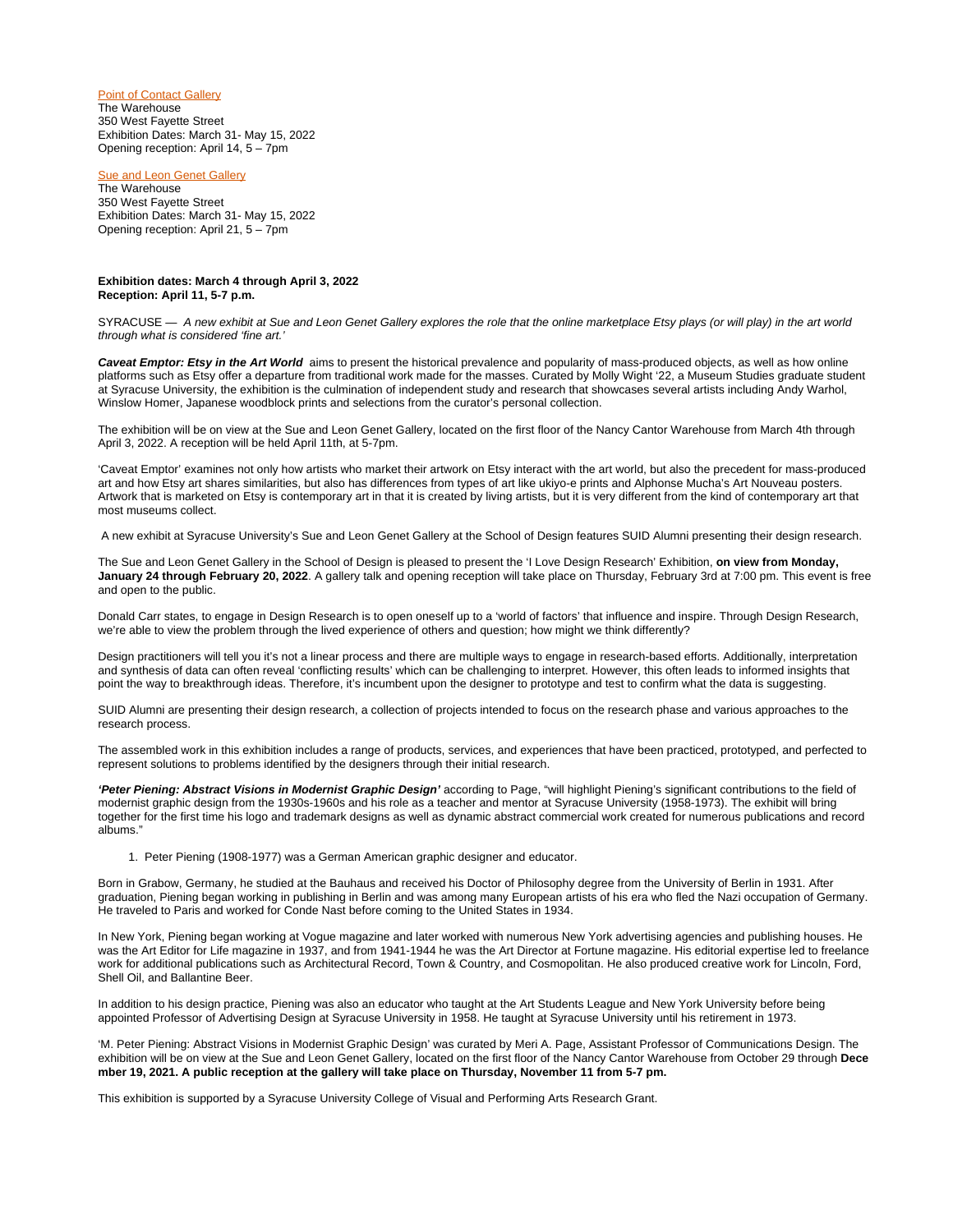[Point of Contact Gallery]
The Warehouse
350 West Fayette Street
Exhibition Dates: March 31- May 15, 2022
Opening reception: April 14, 5 – 7pm

[Sue and Leon Genet Gallery]
The Warehouse
350 West Fayette Street
Exhibition Dates: March 31- May 15, 2022
Opening reception: April 21, 5 – 7pm

**Exhibition dates: March 4 through April 3, 2022**
**Reception: April 11, 5-7 p.m.**

SYRACUSE — *A new exhibit at Sue and Leon Genet Gallery explores the role that the online marketplace Etsy plays (or will play) in the art world through what is considered 'fine art.'*

***Caveat Emptor: Etsy in the Art World*** aims to present the historical prevalence and popularity of mass-produced objects, as well as how online platforms such as Etsy offer a departure from traditional work made for the masses. Curated by Molly Wight '22, a Museum Studies graduate student at Syracuse University, the exhibition is the culmination of independent study and research that showcases several artists including Andy Warhol, Winslow Homer, Japanese woodblock prints and selections from the curator's personal collection.

The exhibition will be on view at the Sue and Leon Genet Gallery, located on the first floor of the Nancy Cantor Warehouse from March 4th through April 3, 2022. A reception will be held April 11th, at 5-7pm.

'Caveat Emptor' examines not only how artists who market their artwork on Etsy interact with the art world, but also the precedent for mass-produced art and how Etsy art shares similarities, but also has differences from types of art like ukiyo-e prints and Alphonse Mucha's Art Nouveau posters. Artwork that is marketed on Etsy is contemporary art in that it is created by living artists, but it is very different from the kind of contemporary art that most museums collect.

A new exhibit at Syracuse University's Sue and Leon Genet Gallery at the School of Design features SUID Alumni presenting their design research.

The Sue and Leon Genet Gallery in the School of Design is pleased to present the 'I Love Design Research' Exhibition, **on view from Monday, January 24 through February 20, 2022**. A gallery talk and opening reception will take place on Thursday, February 3rd at 7:00 pm. This event is free and open to the public.

Donald Carr states, to engage in Design Research is to open oneself up to a 'world of factors' that influence and inspire. Through Design Research, we're able to view the problem through the lived experience of others and question; how might we think differently?

Design practitioners will tell you it's not a linear process and there are multiple ways to engage in research-based efforts. Additionally, interpretation and synthesis of data can often reveal 'conflicting results' which can be challenging to interpret. However, this often leads to informed insights that point the way to breakthrough ideas. Therefore, it's incumbent upon the designer to prototype and test to confirm what the data is suggesting.

SUID Alumni are presenting their design research, a collection of projects intended to focus on the research phase and various approaches to the research process.

The assembled work in this exhibition includes a range of products, services, and experiences that have been practiced, prototyped, and perfected to represent solutions to problems identified by the designers through their initial research.

***'Peter Piening: Abstract Visions in Modernist Graphic Design'*** according to Page, "will highlight Piening's significant contributions to the field of modernist graphic design from the 1930s-1960s and his role as a teacher and mentor at Syracuse University (1958-1973). The exhibit will bring together for the first time his logo and trademark designs as well as dynamic abstract commercial work created for numerous publications and record albums."

1. Peter Piening (1908-1977) was a German American graphic designer and educator.

Born in Grabow, Germany, he studied at the Bauhaus and received his Doctor of Philosophy degree from the University of Berlin in 1931. After graduation, Piening began working in publishing in Berlin and was among many European artists of his era who fled the Nazi occupation of Germany. He traveled to Paris and worked for Conde Nast before coming to the United States in 1934.

In New York, Piening began working at Vogue magazine and later worked with numerous New York advertising agencies and publishing houses. He was the Art Editor for Life magazine in 1937, and from 1941-1944 he was the Art Director at Fortune magazine. His editorial expertise led to freelance work for additional publications such as Architectural Record, Town & Country, and Cosmopolitan. He also produced creative work for Lincoln, Ford, Shell Oil, and Ballantine Beer.

In addition to his design practice, Piening was also an educator who taught at the Art Students League and New York University before being appointed Professor of Advertising Design at Syracuse University in 1958. He taught at Syracuse University until his retirement in 1973.

'M. Peter Piening: Abstract Visions in Modernist Graphic Design' was curated by Meri A. Page, Assistant Professor of Communications Design. The exhibition will be on view at the Sue and Leon Genet Gallery, located on the first floor of the Nancy Cantor Warehouse from October 29 through **December 19, 2021. A public reception at the gallery will take place on Thursday, November 11 from 5-7 pm.**

This exhibition is supported by a Syracuse University College of Visual and Performing Arts Research Grant.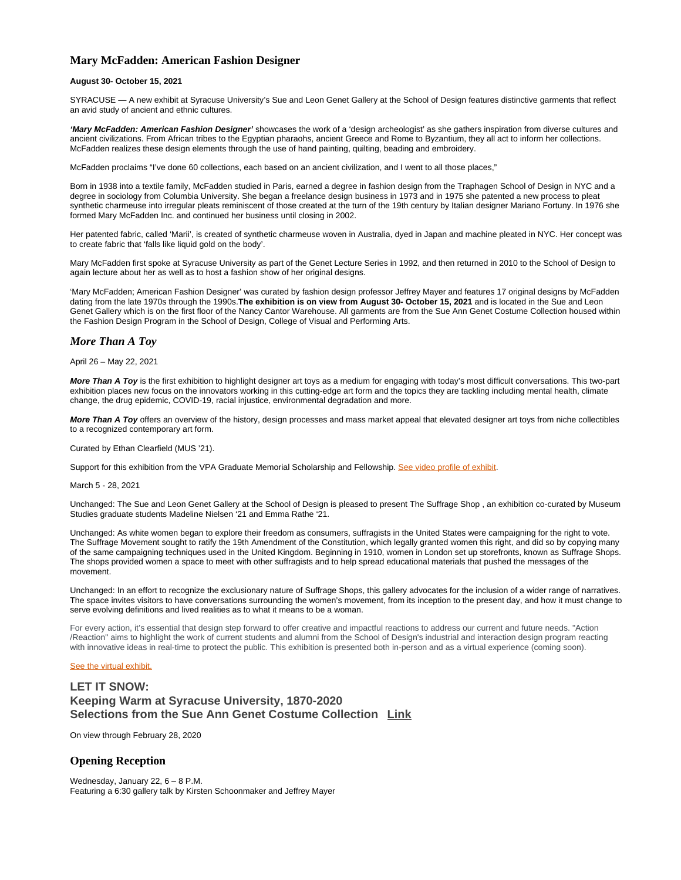## Mary McFadden: American Fashion Designer

**August 30- October 15, 2021**

SYRACUSE — A new exhibit at Syracuse University's Sue and Leon Genet Gallery at the School of Design features distinctive garments that reflect an avid study of ancient and ethnic cultures.

***'Mary McFadden: American Fashion Designer'*** showcases the work of a 'design archeologist' as she gathers inspiration from diverse cultures and ancient civilizations. From African tribes to the Egyptian pharaohs, ancient Greece and Rome to Byzantium, they all act to inform her collections. McFadden realizes these design elements through the use of hand painting, quilting, beading and embroidery.

McFadden proclaims "I've done 60 collections, each based on an ancient civilization, and I went to all those places,"

Born in 1938 into a textile family, McFadden studied in Paris, earned a degree in fashion design from the Traphagen School of Design in NYC and a degree in sociology from Columbia University. She began a freelance design business in 1973 and in 1975 she patented a new process to pleat synthetic charmeuse into irregular pleats reminiscent of those created at the turn of the 19th century by Italian designer Mariano Fortuny. In 1976 she formed Mary McFadden Inc. and continued her business until closing in 2002.

Her patented fabric, called 'Marii', is created of synthetic charmeuse woven in Australia, dyed in Japan and machine pleated in NYC. Her concept was to create fabric that 'falls like liquid gold on the body'.

Mary McFadden first spoke at Syracuse University as part of the Genet Lecture Series in 1992, and then returned in 2010 to the School of Design to again lecture about her as well as to host a fashion show of her original designs.

'Mary McFadden; American Fashion Designer' was curated by fashion design professor Jeffrey Mayer and features 17 original designs by McFadden dating from the late 1970s through the 1990s.**The exhibition is on view from August 30- October 15, 2021** and is located in the Sue and Leon Genet Gallery which is on the first floor of the Nancy Cantor Warehouse. All garments are from the Sue Ann Genet Costume Collection housed within the Fashion Design Program in the School of Design, College of Visual and Performing Arts.

## *More Than A Toy*

April 26 – May 22, 2021

***More Than A Toy*** is the first exhibition to highlight designer art toys as a medium for engaging with today's most difficult conversations. This two-part exhibition places new focus on the innovators working in this cutting-edge art form and the topics they are tackling including mental health, climate change, the drug epidemic, COVID-19, racial injustice, environmental degradation and more.

***More Than A Toy*** offers an overview of the history, design processes and mass market appeal that elevated designer art toys from niche collectibles to a recognized contemporary art form.

Curated by Ethan Clearfield (MUS '21).

Support for this exhibition from the VPA Graduate Memorial Scholarship and Fellowship. See video profile of exhibit.

March 5 - 28, 2021

Unchanged: The Sue and Leon Genet Gallery at the School of Design is pleased to present The Suffrage Shop , an exhibition co-curated by Museum Studies graduate students Madeline Nielsen '21 and Emma Rathe '21.

Unchanged: As white women began to explore their freedom as consumers, suffragists in the United States were campaigning for the right to vote. The Suffrage Movement sought to ratify the 19th Amendment of the Constitution, which legally granted women this right, and did so by copying many of the same campaigning techniques used in the United Kingdom. Beginning in 1910, women in London set up storefronts, known as Suffrage Shops. The shops provided women a space to meet with other suffragists and to help spread educational materials that pushed the messages of the movement.

Unchanged: In an effort to recognize the exclusionary nature of Suffrage Shops, this gallery advocates for the inclusion of a wider range of narratives. The space invites visitors to have conversations surrounding the women's movement, from its inception to the present day, and how it must change to serve evolving definitions and lived realities as to what it means to be a woman.

For every action, it's essential that design step forward to offer creative and impactful reactions to address our current and future needs. "Action /Reaction" aims to highlight the work of current students and alumni from the School of Design's industrial and interaction design program reacting with innovative ideas in real-time to protect the public. This exhibition is presented both in-person and as a virtual experience (coming soon).

See the virtual exhibit.

## LET IT SNOW:
## Keeping Warm at Syracuse University, 1870-2020
## Selections from the Sue Ann Genet Costume Collection Link

On view through February 28, 2020

## Opening Reception

Wednesday, January 22, 6 – 8 P.M.
Featuring a 6:30 gallery talk by Kirsten Schoonmaker and Jeffrey Mayer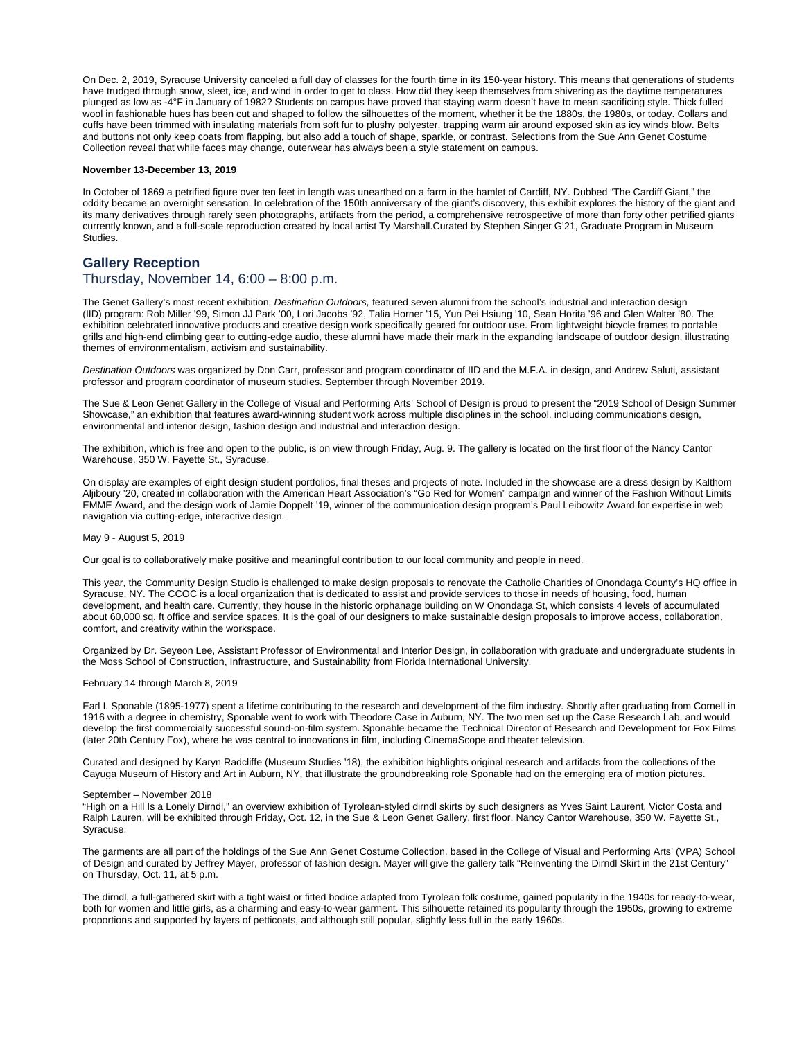On Dec. 2, 2019, Syracuse University canceled a full day of classes for the fourth time in its 150-year history. This means that generations of students have trudged through snow, sleet, ice, and wind in order to get to class. How did they keep themselves from shivering as the daytime temperatures plunged as low as -4°F in January of 1982? Students on campus have proved that staying warm doesn't have to mean sacrificing style. Thick fulled wool in fashionable hues has been cut and shaped to follow the silhouettes of the moment, whether it be the 1880s, the 1980s, or today. Collars and cuffs have been trimmed with insulating materials from soft fur to plushy polyester, trapping warm air around exposed skin as icy winds blow. Belts and buttons not only keep coats from flapping, but also add a touch of shape, sparkle, or contrast. Selections from the Sue Ann Genet Costume Collection reveal that while faces may change, outerwear has always been a style statement on campus.

**November 13-December 13, 2019**

In October of 1869 a petrified figure over ten feet in length was unearthed on a farm in the hamlet of Cardiff, NY. Dubbed "The Cardiff Giant," the oddity became an overnight sensation. In celebration of the 150th anniversary of the giant's discovery, this exhibit explores the history of the giant and its many derivatives through rarely seen photographs, artifacts from the period, a comprehensive retrospective of more than forty other petrified giants currently known, and a full-scale reproduction created by local artist Ty Marshall.Curated by Stephen Singer G'21, Graduate Program in Museum Studies.

## Gallery Reception

Thursday, November 14, 6:00 – 8:00 p.m.

The Genet Gallery's most recent exhibition, *Destination Outdoors,* featured seven alumni from the school's industrial and interaction design (IID) program: Rob Miller '99, Simon JJ Park '00, Lori Jacobs '92, Talia Horner '15, Yun Pei Hsiung '10, Sean Horita '96 and Glen Walter '80. The exhibition celebrated innovative products and creative design work specifically geared for outdoor use. From lightweight bicycle frames to portable grills and high-end climbing gear to cutting-edge audio, these alumni have made their mark in the expanding landscape of outdoor design, illustrating themes of environmentalism, activism and sustainability.

*Destination Outdoors* was organized by Don Carr, professor and program coordinator of IID and the M.F.A. in design, and Andrew Saluti, assistant professor and program coordinator of museum studies. September through November 2019.

The Sue & Leon Genet Gallery in the College of Visual and Performing Arts' School of Design is proud to present the "2019 School of Design Summer Showcase," an exhibition that features award-winning student work across multiple disciplines in the school, including communications design, environmental and interior design, fashion design and industrial and interaction design.

The exhibition, which is free and open to the public, is on view through Friday, Aug. 9. The gallery is located on the first floor of the Nancy Cantor Warehouse, 350 W. Fayette St., Syracuse.

On display are examples of eight design student portfolios, final theses and projects of note. Included in the showcase are a dress design by Kalthom Aljiboury '20, created in collaboration with the American Heart Association's "Go Red for Women" campaign and winner of the Fashion Without Limits EMME Award, and the design work of Jamie Doppelt '19, winner of the communication design program's Paul Leibowitz Award for expertise in web navigation via cutting-edge, interactive design.

May 9 - August 5, 2019

Our goal is to collaboratively make positive and meaningful contribution to our local community and people in need.

This year, the Community Design Studio is challenged to make design proposals to renovate the Catholic Charities of Onondaga County's HQ office in Syracuse, NY. The CCOC is a local organization that is dedicated to assist and provide services to those in needs of housing, food, human development, and health care. Currently, they house in the historic orphanage building on W Onondaga St, which consists 4 levels of accumulated about 60,000 sq. ft office and service spaces. It is the goal of our designers to make sustainable design proposals to improve access, collaboration, comfort, and creativity within the workspace.

Organized by Dr. Seyeon Lee, Assistant Professor of Environmental and Interior Design, in collaboration with graduate and undergraduate students in the Moss School of Construction, Infrastructure, and Sustainability from Florida International University.

February 14 through March 8, 2019

Earl I. Sponable (1895-1977) spent a lifetime contributing to the research and development of the film industry. Shortly after graduating from Cornell in 1916 with a degree in chemistry, Sponable went to work with Theodore Case in Auburn, NY. The two men set up the Case Research Lab, and would develop the first commercially successful sound-on-film system. Sponable became the Technical Director of Research and Development for Fox Films (later 20th Century Fox), where he was central to innovations in film, including CinemaScope and theater television.

Curated and designed by Karyn Radcliffe (Museum Studies '18), the exhibition highlights original research and artifacts from the collections of the Cayuga Museum of History and Art in Auburn, NY, that illustrate the groundbreaking role Sponable had on the emerging era of motion pictures.

September – November 2018

"High on a Hill Is a Lonely Dirndl," an overview exhibition of Tyrolean-styled dirndl skirts by such designers as Yves Saint Laurent, Victor Costa and Ralph Lauren, will be exhibited through Friday, Oct. 12, in the Sue & Leon Genet Gallery, first floor, Nancy Cantor Warehouse, 350 W. Fayette St., Syracuse.

The garments are all part of the holdings of the Sue Ann Genet Costume Collection, based in the College of Visual and Performing Arts' (VPA) School of Design and curated by Jeffrey Mayer, professor of fashion design. Mayer will give the gallery talk "Reinventing the Dirndl Skirt in the 21st Century" on Thursday, Oct. 11, at 5 p.m.

The dirndl, a full-gathered skirt with a tight waist or fitted bodice adapted from Tyrolean folk costume, gained popularity in the 1940s for ready-to-wear, both for women and little girls, as a charming and easy-to-wear garment. This silhouette retained its popularity through the 1950s, growing to extreme proportions and supported by layers of petticoats, and although still popular, slightly less full in the early 1960s.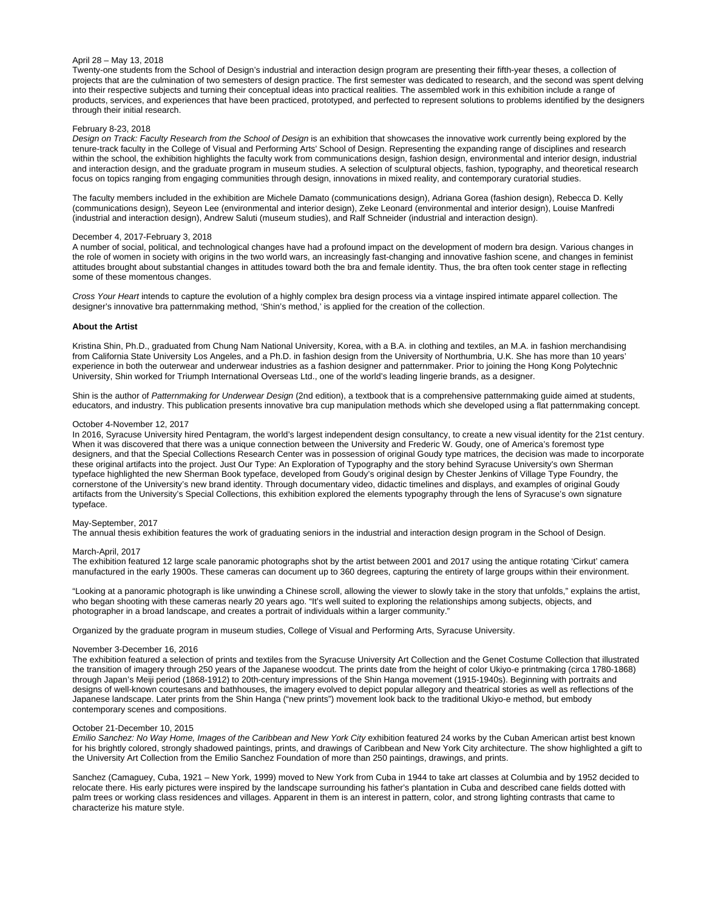April 28 – May 13, 2018

Twenty-one students from the School of Design's industrial and interaction design program are presenting their fifth-year theses, a collection of projects that are the culmination of two semesters of design practice. The first semester was dedicated to research, and the second was spent delving into their respective subjects and turning their conceptual ideas into practical realities. The assembled work in this exhibition include a range of products, services, and experiences that have been practiced, prototyped, and perfected to represent solutions to problems identified by the designers through their initial research.

February 8-23, 2018

*Design on Track: Faculty Research from the School of Design* is an exhibition that showcases the innovative work currently being explored by the tenure-track faculty in the College of Visual and Performing Arts' School of Design. Representing the expanding range of disciplines and research within the school, the exhibition highlights the faculty work from communications design, fashion design, environmental and interior design, industrial and interaction design, and the graduate program in museum studies. A selection of sculptural objects, fashion, typography, and theoretical research focus on topics ranging from engaging communities through design, innovations in mixed reality, and contemporary curatorial studies.

The faculty members included in the exhibition are Michele Damato (communications design), Adriana Gorea (fashion design), Rebecca D. Kelly (communications design), Seyeon Lee (environmental and interior design), Zeke Leonard (environmental and interior design), Louise Manfredi (industrial and interaction design), Andrew Saluti (museum studies), and Ralf Schneider (industrial and interaction design).

December 4, 2017-February 3, 2018

A number of social, political, and technological changes have had a profound impact on the development of modern bra design. Various changes in the role of women in society with origins in the two world wars, an increasingly fast-changing and innovative fashion scene, and changes in feminist attitudes brought about substantial changes in attitudes toward both the bra and female identity. Thus, the bra often took center stage in reflecting some of these momentous changes.

*Cross Your Heart* intends to capture the evolution of a highly complex bra design process via a vintage inspired intimate apparel collection. The designer's innovative bra patternmaking method, 'Shin's method,' is applied for the creation of the collection.

**About the Artist**

Kristina Shin, Ph.D., graduated from Chung Nam National University, Korea, with a B.A. in clothing and textiles, an M.A. in fashion merchandising from California State University Los Angeles, and a Ph.D. in fashion design from the University of Northumbria, U.K. She has more than 10 years' experience in both the outerwear and underwear industries as a fashion designer and patternmaker. Prior to joining the Hong Kong Polytechnic University, Shin worked for Triumph International Overseas Ltd., one of the world's leading lingerie brands, as a designer.

Shin is the author of *Patternmaking for Underwear Design* (2nd edition), a textbook that is a comprehensive patternmaking guide aimed at students, educators, and industry. This publication presents innovative bra cup manipulation methods which she developed using a flat patternmaking concept.

October 4-November 12, 2017

In 2016, Syracuse University hired Pentagram, the world's largest independent design consultancy, to create a new visual identity for the 21st century. When it was discovered that there was a unique connection between the University and Frederic W. Goudy, one of America's foremost type designers, and that the Special Collections Research Center was in possession of original Goudy type matrices, the decision was made to incorporate these original artifacts into the project. Just Our Type: An Exploration of Typography and the story behind Syracuse University's own Sherman typeface highlighted the new Sherman Book typeface, developed from Goudy's original design by Chester Jenkins of Village Type Foundry, the cornerstone of the University's new brand identity. Through documentary video, didactic timelines and displays, and examples of original Goudy artifacts from the University's Special Collections, this exhibition explored the elements typography through the lens of Syracuse's own signature typeface.

May-September, 2017

The annual thesis exhibition features the work of graduating seniors in the industrial and interaction design program in the School of Design.

March-April, 2017

The exhibition featured 12 large scale panoramic photographs shot by the artist between 2001 and 2017 using the antique rotating 'Cirkut' camera manufactured in the early 1900s. These cameras can document up to 360 degrees, capturing the entirety of large groups within their environment.

"Looking at a panoramic photograph is like unwinding a Chinese scroll, allowing the viewer to slowly take in the story that unfolds," explains the artist, who began shooting with these cameras nearly 20 years ago. "It's well suited to exploring the relationships among subjects, objects, and photographer in a broad landscape, and creates a portrait of individuals within a larger community."

Organized by the graduate program in museum studies, College of Visual and Performing Arts, Syracuse University.

November 3-December 16, 2016

The exhibition featured a selection of prints and textiles from the Syracuse University Art Collection and the Genet Costume Collection that illustrated the transition of imagery through 250 years of the Japanese woodcut. The prints date from the height of color Ukiyo-e printmaking (circa 1780-1868) through Japan's Meiji period (1868-1912) to 20th-century impressions of the Shin Hanga movement (1915-1940s). Beginning with portraits and designs of well-known courtesans and bathhouses, the imagery evolved to depict popular allegory and theatrical stories as well as reflections of the Japanese landscape. Later prints from the Shin Hanga ("new prints") movement look back to the traditional Ukiyo-e method, but embody contemporary scenes and compositions.

October 21-December 10, 2015

*Emilio Sanchez: No Way Home, Images of the Caribbean and New York City* exhibition featured 24 works by the Cuban American artist best known for his brightly colored, strongly shadowed paintings, prints, and drawings of Caribbean and New York City architecture. The show highlighted a gift to the University Art Collection from the Emilio Sanchez Foundation of more than 250 paintings, drawings, and prints.

Sanchez (Camaguey, Cuba, 1921 – New York, 1999) moved to New York from Cuba in 1944 to take art classes at Columbia and by 1952 decided to relocate there. His early pictures were inspired by the landscape surrounding his father's plantation in Cuba and described cane fields dotted with palm trees or working class residences and villages. Apparent in them is an interest in pattern, color, and strong lighting contrasts that came to characterize his mature style.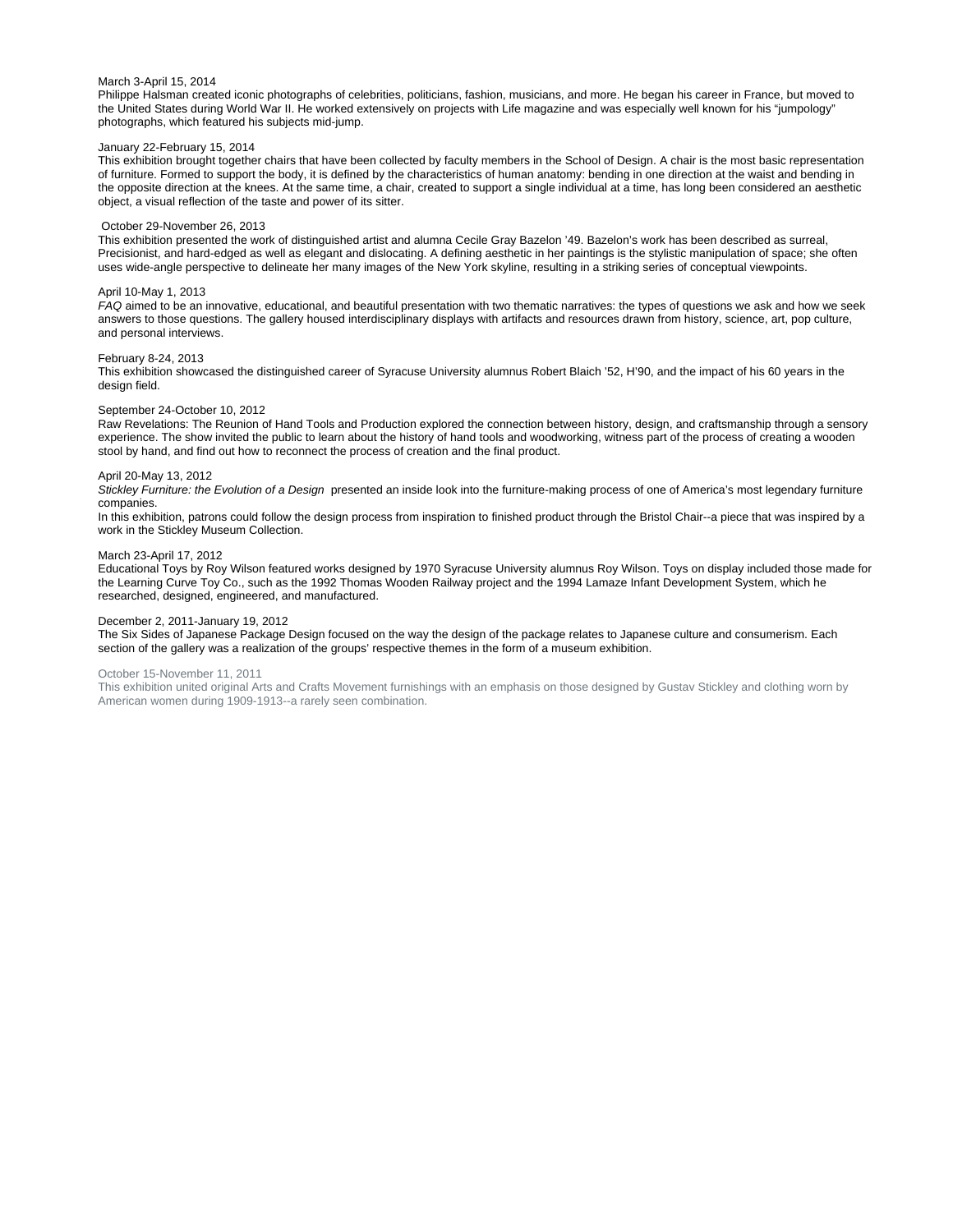March 3-April 15, 2014
Philippe Halsman created iconic photographs of celebrities, politicians, fashion, musicians, and more. He began his career in France, but moved to the United States during World War II. He worked extensively on projects with Life magazine and was especially well known for his "jumpology" photographs, which featured his subjects mid-jump.

January 22-February 15, 2014
This exhibition brought together chairs that have been collected by faculty members in the School of Design. A chair is the most basic representation of furniture. Formed to support the body, it is defined by the characteristics of human anatomy: bending in one direction at the waist and bending in the opposite direction at the knees. At the same time, a chair, created to support a single individual at a time, has long been considered an aesthetic object, a visual reflection of the taste and power of its sitter.

October 29-November 26, 2013
This exhibition presented the work of distinguished artist and alumna Cecile Gray Bazelon '49. Bazelon's work has been described as surreal, Precisionist, and hard-edged as well as elegant and dislocating. A defining aesthetic in her paintings is the stylistic manipulation of space; she often uses wide-angle perspective to delineate her many images of the New York skyline, resulting in a striking series of conceptual viewpoints.

April 10-May 1, 2013
*FAQ* aimed to be an innovative, educational, and beautiful presentation with two thematic narratives: the types of questions we ask and how we seek answers to those questions. The gallery housed interdisciplinary displays with artifacts and resources drawn from history, science, art, pop culture, and personal interviews.

February 8-24, 2013
This exhibition showcased the distinguished career of Syracuse University alumnus Robert Blaich '52, H'90, and the impact of his 60 years in the design field.

September 24-October 10, 2012
Raw Revelations: The Reunion of Hand Tools and Production explored the connection between history, design, and craftsmanship through a sensory experience. The show invited the public to learn about the history of hand tools and woodworking, witness part of the process of creating a wooden stool by hand, and find out how to reconnect the process of creation and the final product.

April 20-May 13, 2012
*Stickley Furniture: the Evolution of a Design* presented an inside look into the furniture-making process of one of America's most legendary furniture companies.
In this exhibition, patrons could follow the design process from inspiration to finished product through the Bristol Chair--a piece that was inspired by a work in the Stickley Museum Collection.

March 23-April 17, 2012
Educational Toys by Roy Wilson featured works designed by 1970 Syracuse University alumnus Roy Wilson. Toys on display included those made for the Learning Curve Toy Co., such as the 1992 Thomas Wooden Railway project and the 1994 Lamaze Infant Development System, which he researched, designed, engineered, and manufactured.

December 2, 2011-January 19, 2012
The Six Sides of Japanese Package Design focused on the way the design of the package relates to Japanese culture and consumerism. Each section of the gallery was a realization of the groups' respective themes in the form of a museum exhibition.

October 15-November 11, 2011
This exhibition united original Arts and Crafts Movement furnishings with an emphasis on those designed by Gustav Stickley and clothing worn by American women during 1909-1913--a rarely seen combination.